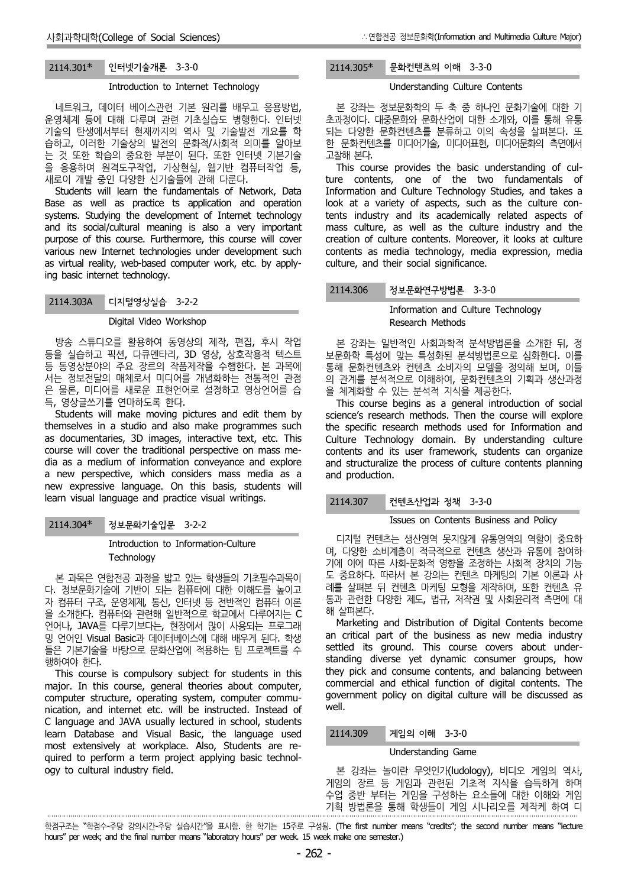### 2114.301* 인터넷기술개론 3-3-0

Introduction to Internet Technology

네트워크, 데이터 베이스관련 기본 원리를 배우고 응용방법, 운영체계 등에 대해 다루며 관련 기초실습도 병행한다. 인터넷 기술의 탄생에서부터 현재까지의 역사 및 기술발전 개요를 학습하고, 이러한 기술상의 발전의 문화적/사회적 의미를 알아보는 것 또한 학습의 중요한 부분이 된다. 또한 인터넷 기본기술을 응용하여 원격도구작업, 가상현실, 웹기반 컴퓨터작업 등, 새로이 개발 중인 다양한 신기술들에 관해 다룬다.

Students will learn the fundamentals of Network, Data Base as well as practice ts application and operation systems. Studying the development of Internet technology and its social/cultural meaning is also a very important purpose of this course. Furthermore, this course will cover various new Internet technologies under development such as virtual reality, web-based computer work, etc. by applying basic internet technology.

### 2114.303A 디지털영상실습 3-2-2

Digital Video Workshop

방송 스튜디오를 활용하여 동영상의 제작, 편집, 후시 작업 등을 실습하고 픽션, 다큐멘타리, 3D 영상, 상호작용적 텍스트 등 동영상분야의 주요 장르의 작품제작을 수행한다. 본 과목에서는 정보전달의 매체로서 미디어를 개념화하는 전통적인 관점은 물론, 미디어를 새로운 표현언어로 설정하고 영상언어를 습득, 영상글쓰기를 연마하도록 한다.

Students will make moving pictures and edit them by themselves in a studio and also make programmes such as documentaries, 3D images, interactive text, etc. This course will cover the traditional perspective on mass media as a medium of information conveyance and explore a new perspective, which considers mass media as a new expressive language. On this basis, students will learn visual language and practice visual writings.

### 2114.304* 정보문화기술입문 3-2-2

Introduction to Information-Culture Technology

본 과목은 연합전공 과정을 밟고 있는 학생들의 기초필수과목이다. 정보문화기술에 기반이 되는 컴퓨터에 대한 이해도를 높이고자 컴퓨터 구조, 운영체제, 통신, 인터넷 등 전반적인 컴퓨터 이론을 소개한다. 컴퓨터와 관련해 일반적으로 학교에서 다루어지는 C 언어나, JAVA를 다루기보다는, 현장에서 많이 사용되는 프로그래밍 언어인 Visual Basic과 데이터베이스에 대해 배우게 된다. 학생들은 기본기술을 바탕으로 문화산업에 적용하는 팀 프로젝트를 수행하여야 한다.

This course is compulsory subject for students in this major. In this course, general theories about computer, computer structure, operating system, computer communication, and internet etc. will be instructed. Instead of C language and JAVA usually lectured in school, students learn Database and Visual Basic, the language used most extensively at workplace. Also, Students are required to perform a term project applying basic technology to cultural industry field.

### 2114.305* 문화컨텐츠의 이해 3-3-0

Understanding Culture Contents

본 강좌는 정보문화학의 두 축 중 하나인 문화기술에 대한 기초과정이다. 대중문화와 문화산업에 대한 소개와, 이를 통해 유통되는 다양한 문화컨텐츠를 분류하고 이의 속성을 살펴본다. 또한 문화컨텐츠를 미디어기술, 미디어표현, 미디어문화의 측면에서 고찰해 본다.

This course provides the basic understanding of culture contents, one of the two fundamentals of Information and Culture Technology Studies, and takes a look at a variety of aspects, such as the culture contents industry and its academically related aspects of mass culture, as well as the culture industry and the creation of culture contents. Moreover, it looks at culture contents as media technology, media expression, media culture, and their social significance.

### 2114.306 정보문화연구방법론 3-3-0

Information and Culture Technology Research Methods

본 강좌는 일반적인 사회과학적 분석방법론을 소개한 뒤, 정보문화학 특성에 맞는 특성화된 분석방법론으로 심화한다. 이를 통해 문화컨텐츠와 컨텐츠 소비자의 모델을 정의해 보며, 이들의 관계를 분석적으로 이해하여, 문화컨텐츠의 기획과 생산과정을 체계화할 수 있는 분석적 지식을 제공한다.

This course begins as a general introduction of social science's research methods. Then the course will explore the specific research methods used for Information and Culture Technology domain. By understanding culture contents and its user framework, students can organize and structuralize the process of culture contents planning and production.

### 2114.307 컨텐츠산업과 정책 3-3-0

Issues on Contents Business and Policy

디지털 컨텐츠는 생산영역 못지않게 유통영역의 역할이 중요하며, 다양한 소비계층이 적극적으로 컨텐츠 생산과 유통에 참여하기에 이에 따른 사회-문화적 영향을 조정하는 사회적 장치의 기능도 중요하다. 따라서 본 강의는 컨텐츠 마케팅의 기본 이론과 사례를 살펴본 뒤 컨텐츠 마케팅 모형을 제작하며, 또한 컨텐츠 유통과 관련한 다양한 제도, 법규, 저작권 및 사회윤리적 측면에 대해 살펴본다.

Marketing and Distribution of Digital Contents become an critical part of the business as new media industry settled its ground. This course covers about understanding diverse yet dynamic consumer groups, how they pick and consume contents, and balancing between commercial and ethical function of digital contents. The government policy on digital culture will be discussed as well.

### 2114.309 게임의 이해 3-3-0

Understanding Game

본 강좌는 놀이란 무엇인가(ludology), 비디오 게임의 역사, 게임의 장르 등 게임과 관련된 기초적 지식을 습득하게 하며 수업 중반 부터는 게임을 구성하는 요소들에 대한 이해와 게임 기획 방법론을 통해 학생들이 게임 시나리오를 제작케 하여 디

학점구조는 "학점수-주당 강의시간-주당 실습시간"을 표시함. 한 학기는 15주로 구성됨. (The first number means "credits"; the second number means "lecture hours" per week; and the final number means "laboratory hours" per week. 15 week make one semester.)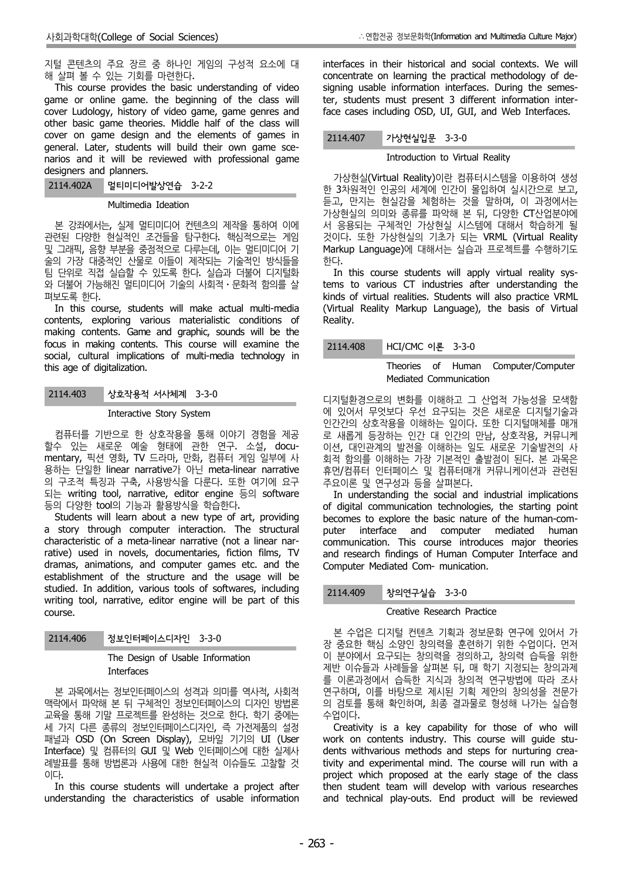지털 콘텐츠의 주요 장르 중 하나인 게임의 구성적 요소에 대해 살펴 볼 수 있는 기회를 마련한다.

This course provides the basic understanding of video game or online game. the beginning of the class will cover Ludology, history of video game, game genres and other basic game theories. Middle half of the class will cover on game design and the elements of games in general. Later, students will build their own game scenarios and it will be reviewed with professional game designers and planners.

### 2114.402A 멀티미디어발상연습 3-2-2

Multimedia Ideation

본 강좌에서는, 실제 멀티미디어 컨텐츠의 제작을 통하여 이에 관련된 다양한 현실적인 조건들을 탐구한다. 핵심적으로는 게임 및 그래픽, 음향 부분을 중점적으로 다루는데, 이는 멀티미디어 기술의 가장 대중적인 산물로 이들이 제작되는 기술적인 방식들을 팀 단위로 직접 실습할 수 있도록 한다. 실습과 더불어 디지털화와 더불어 가능해진 멀티미디어 기술의 사회적·문화적 함의를 살펴보도록 한다.

In this course, students will make actual multi-media contents, exploring various materialistic conditions of making contents. Game and graphic, sounds will be the focus in making contents. This course will examine the social, cultural implications of multi-media technology in this age of digitalization.

### 2114.403 상호작용적 서사체계 3-3-0

Interactive Story System

컴퓨터를 기반으로 한 상호작용을 통해 이야기 경험을 제공할수 있는 새로운 예술 형태에 관한 연구. 소설, documentary, 픽션 영화, TV 드라마, 만화, 컴퓨터 게임 일부에 사용하는 단일한 linear narrative가 아닌 meta-linear narrative의 구조적 특징과 구축, 사용방식을 다룬다. 또한 여기에 요구되는 writing tool, narrative, editor engine 등의 software 등의 다양한 tool의 기능과 활용방식을 학습한다.

Students will learn about a new type of art, providing a story through computer interaction. The structural characteristic of a meta-linear narrative (not a linear narrative) used in novels, documentaries, fiction films, TV dramas, animations, and computer games etc. and the establishment of the structure and the usage will be studied. In addition, various tools of softwares, including writing tool, narrative, editor engine will be part of this course.

### 2114.406 정보인터페이스디자인 3-3-0

The Design of Usable Information Interfaces

본 과목에서는 정보인터페이스의 성격과 의미를 역사적, 사회적 맥락에서 파악해 본 뒤 구체적인 정보인터페이스의 디자인 방법론 교육을 통해 기말 프로젝트를 완성하는 것으로 한다. 학기 중에는 세 가지 다른 종류의 정보인터페이스디자인, 즉 가전제품의 설정 패널과 OSD (On Screen Display), 모바일 기기의 UI (User Interface) 및 컴퓨터의 GUI 및 Web 인터페이스에 대한 실제사례발표를 통해 방법론과 사용에 대한 현실적 이슈들도 고찰할 것이다.

In this course students will undertake a project after understanding the characteristics of usable information interfaces in their historical and social contexts. We will concentrate on learning the practical methodology of designing usable information interfaces. During the semester, students must present 3 different information interface cases including OSD, UI, GUI, and Web Interfaces.

### 2114.407 가상현실입문 3-3-0

Introduction to Virtual Reality

가상현실(Virtual Reality)이란 컴퓨터시스템을 이용하여 생성한 3차원적인 인공의 세계에 인간이 몰입하여 실시간으로 보고, 듣고, 만지는 현실감을 체험하는 것을 말하며, 이 과정에서는 가상현실의 의미와 종류를 파악해 본 뒤, 다양한 CT산업분야에서 응용되는 구체적인 가상현실 시스템에 대해서 학습하게 될 것이다. 또한 가상현실의 기초가 되는 VRML (Virtual Reality Markup Language)에 대해서는 실습과 프로젝트를 수행하기도 한다.

In this course students will apply virtual reality systems to various CT industries after understanding the kinds of virtual realities. Students will also practice VRML (Virtual Reality Markup Language), the basis of Virtual Reality.

### 2114.408 HCI/CMC 이론 3-3-0

Theories of Human Computer/Computer Mediated Communication

디지털환경으로의 변화를 이해하고 그 산업적 가능성을 모색함에 있어서 무엇보다 우선 요구되는 것은 새로운 디지털기술과 인간간의 상호작용을 이해하는 일이다. 또한 디지털매체를 매개로 새롭게 등장하는 인간 대 인간의 만남, 상호작용, 커뮤니케이션, 대인관계의 발전을 이해하는 일도 새로운 기술발전의 사회적 함의를 이해하는 가장 기본적인 출발점이 된다. 본 과목은 휴먼/컴퓨터 인터페이스 및 컴퓨터매개 커뮤니케이션과 관련된 주요이론 및 연구성과 등을 살펴본다.

In understanding the social and industrial implications of digital communication technologies, the starting point becomes to explore the basic nature of the human-computer interface and computer mediated human communication. This course introduces major theories and research findings of Human Computer Interface and Computer Mediated Com- munication.

### 2114.409 창의연구실습 3-3-0

Creative Research Practice

본 수업은 디지털 컨텐츠 기획과 정보문화 연구에 있어서 가장 중요한 핵심 소양인 창의력을 훈련하기 위한 수업이다. 먼저 이 분야에서 요구되는 창의력을 정의하고, 창의력 습득을 위한 제반 이슈들과 사례들을 살펴본 뒤, 매 학기 지정되는 창의과제를 이론과정에서 습득한 지식과 창의적 연구방법에 따라 조사 연구하며, 이를 바탕으로 제시된 기획 제안의 창의성을 전문가의 검토를 통해 확인하며, 최종 결과물로 형성해 나가는 실습형 수업이다.

Creativity is a key capability for those of who will work on contents industry. This course will guide students withvarious methods and steps for nurturing creativity and experimental mind. The course will run with a project which proposed at the early stage of the class then student team will develop with various researches and technical play-outs. End product will be reviewed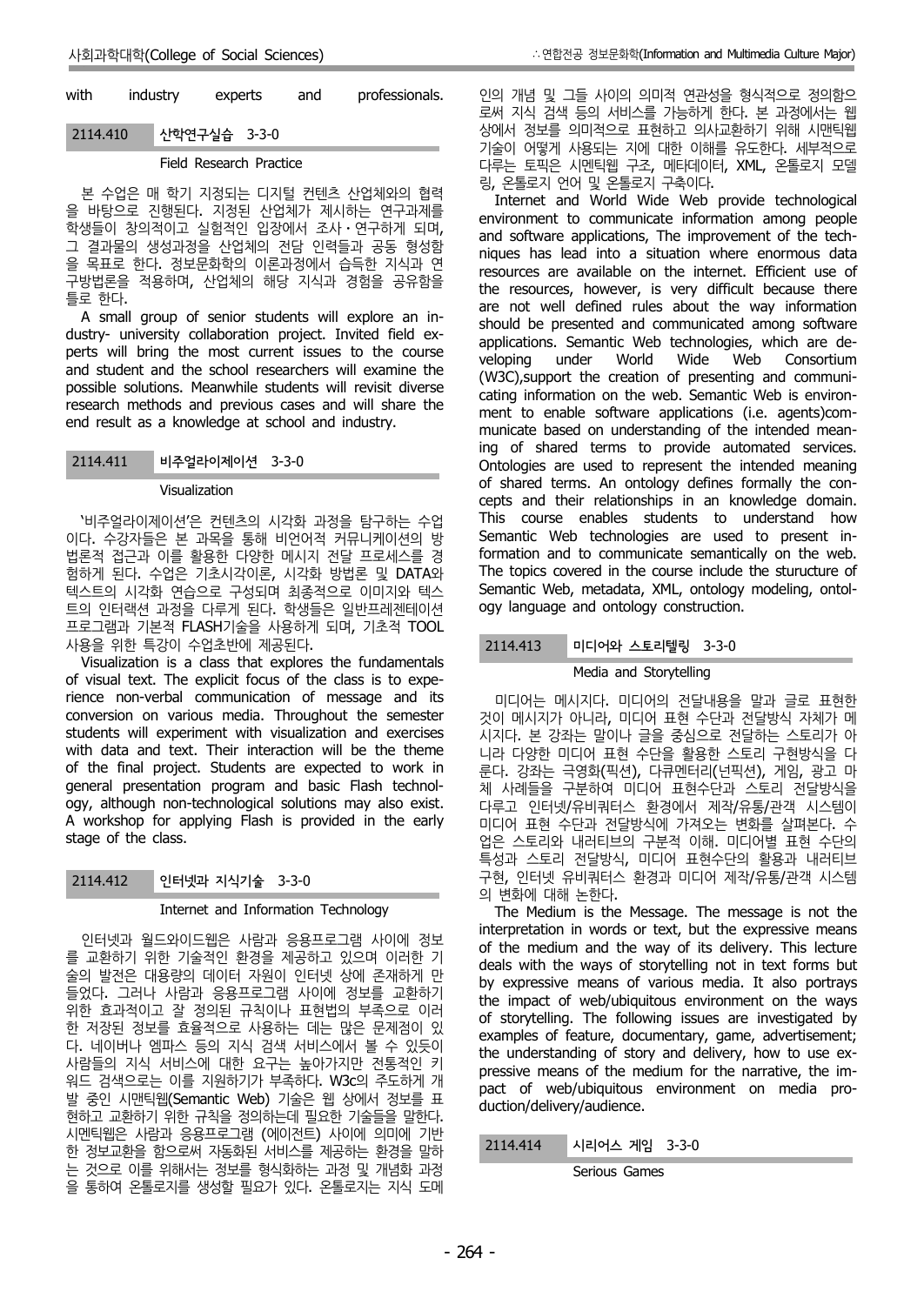with industry experts and professionals.

### 2114.410 산학연구실습 3-3-0

Field Research Practice

본 수업은 매 학기 지정되는 디지털 컨텐츠 산업체와의 협력을 바탕으로 진행된다. 지정된 산업체가 제시하는 연구과제를 학생들이 창의적이고 실험적인 입장에서 조사·연구하게 되며, 그 결과물의 생성과정을 산업체의 전담 인력들과 공동 형성함을 목표로 한다. 정보문화학의 이론과정에서 습득한 지식과 연구방법론을 적용하며, 산업체의 해당 지식과 경험을 공유함을 틀로 한다.

A small group of senior students will explore an industry- university collaboration project. Invited field experts will bring the most current issues to the course and student and the school researchers will examine the possible solutions. Meanwhile students will revisit diverse research methods and previous cases and will share the end result as a knowledge at school and industry.

### 2114.411 비주얼라이제이션 3-3-0

Visualization

'비주얼라이제이션'은 컨텐츠의 시각화 과정을 탐구하는 수업이다. 수강자들은 본 과목을 통해 비언어적 커뮤니케이션의 방법론적 접근과 이를 활용한 다양한 메시지 전달 프로세스를 경험하게 된다. 수업은 기초시각이론, 시각화 방법론 및 DATA와 텍스트의 시각화 연습으로 구성되며 최종적으로 이미지와 텍스트의 인터랙션 과정을 다루게 된다. 학생들은 일반프레젠테이션 프로그램과 기본적 FLASH기술을 사용하게 되며, 기초적 TOOL 사용을 위한 특강이 수업초반에 제공된다.

Visualization is a class that explores the fundamentals of visual text. The explicit focus of the class is to experience non-verbal communication of message and its conversion on various media. Throughout the semester students will experiment with visualization and exercises with data and text. Their interaction will be the theme of the final project. Students are expected to work in general presentation program and basic Flash technology, although non-technological solutions may also exist. A workshop for applying Flash is provided in the early stage of the class.

### 2114.412 인터넷과 지식기술 3-3-0

Internet and Information Technology

인터넷과 월드와이드웹은 사람과 응용프로그램 사이에 정보를 교환하기 위한 기술적인 환경을 제공하고 있으며 이러한 기술의 발전은 대용량의 데이터 자원이 인터넷 상에 존재하게 만들었다. 그러나 사람과 응용프로그램 사이에 정보를 교환하기 위한 효과적이고 잘 정의된 규칙이나 표현법의 부족으로 이러한 저장된 정보를 효율적으로 사용하는 데는 많은 문제점이 있다. 네이버나 엠파스 등의 지식 검색 서비스에서 볼 수 있듯이 사람들의 지식 서비스에 대한 요구는 높아가지만 전통적인 키워드 검색으로는 이를 지원하기가 부족하다. W3c의 주도하게 개발 중인 시맨틱웹(Semantic Web) 기술은 웹 상에서 정보를 표현하고 교환하기 위한 규칙을 정의하는데 필요한 기술들을 말한다. 시멘틱웹은 사람과 응용프로그램 (에이전트) 사이에 의미에 기반한 정보교환을 함으로써 자동화된 서비스를 제공하는 환경을 말하는 것으로 이를 위해서는 정보를 형식화하는 과정 및 개념화 과정을 통하여 온톨로지를 생성할 필요가 있다. 온톨로지는 지식 도메인의 개념 및 그들 사이의 의미적 연관성을 형식적으로 정의함으로써 지식 검색 등의 서비스를 가능하게 한다. 본 과정에서는 웹 상에서 정보를 의미적으로 표현하고 의사교환하기 위해 시맨틱웹 기술이 어떻게 사용되는 지에 대한 이해를 유도한다. 세부적으로 다루는 토픽은 시멘틱웹 구조, 메타데이터, XML, 온톨로지 모델링, 온톨로지 언어 및 온톨로지 구축이다.

Internet and World Wide Web provide technological environment to communicate information among people and software applications, The improvement of the techniques has lead into a situation where enormous data resources are available on the internet. Efficient use of the resources, however, is very difficult because there are not well defined rules about the way information should be presented and communicated among software applications. Semantic Web technologies, which are developing under World Wide Web Consortium (W3C),support the creation of presenting and communicating information on the web. Semantic Web is environment to enable software applications (i.e. agents)communicate based on understanding of the intended meaning of shared terms to provide automated services. Ontologies are used to represent the intended meaning of shared terms. An ontology defines formally the concepts and their relationships in an knowledge domain. This course enables students to understand how Semantic Web technologies are used to present information and to communicate semantically on the web. The topics covered in the course include the sturucture of Semantic Web, metadata, XML, ontology modeling, ontology language and ontology construction.

### 2114.413 미디어와 스토리텔링 3-3-0

Media and Storytelling

미디어는 메시지다. 미디어의 전달내용을 말과 글로 표현한 것이 메시지가 아니라, 미디어 표현 수단과 전달방식 자체가 메시지다. 본 강좌는 말이나 글을 중심으로 전달하는 스토리가 아니라 다양한 미디어 표현 수단을 활용한 스토리 구현방식을 다룬다. 강좌는 극영화(픽션), 다큐멘터리(넌픽션), 게임, 광고 마체 사례들을 구분하여 미디어 표현수단과 스토리 전달방식을 다루고 인터넷/유비쿼터스 환경에서 제작/유통/관객 시스템이 미디어 표현 수단과 전달방식에 가져오는 변화를 살펴본다. 수업은 스토리와 내러티브의 구분적 이해. 미디어별 표현 수단의 특성과 스토리 전달방식, 미디어 표현수단의 활용과 내러티브 구현, 인터넷 유비쿼터스 환경과 미디어 제작/유통/관객 시스템의 변화에 대해 논한다.

The Medium is the Message. The message is not the interpretation in words or text, but the expressive means of the medium and the way of its delivery. This lecture deals with the ways of storytelling not in text forms but by expressive means of various media. It also portrays the impact of web/ubiquitous environment on the ways of storytelling. The following issues are investigated by examples of feature, documentary, game, advertisement; the understanding of story and delivery, how to use expressive means of the medium for the narrative, the impact of web/ubiquitous environment on media production/delivery/audience.

### 2114.414 시리어스 게임 3-3-0

Serious Games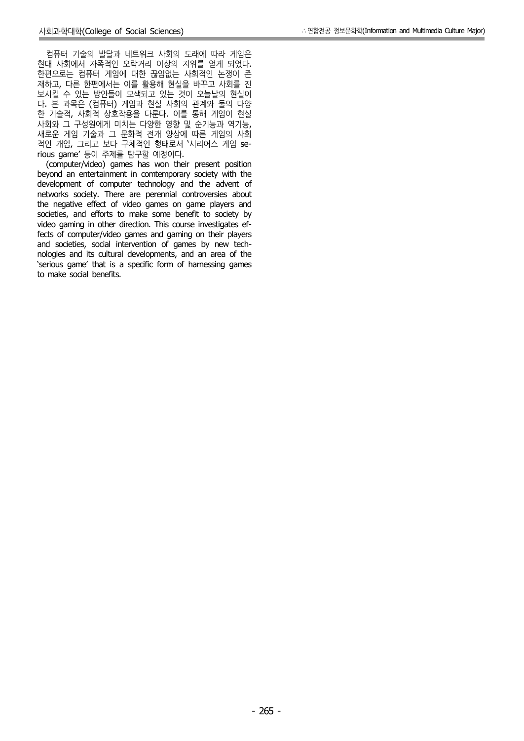컴퓨터 기술의 발달과 네트워크 사회의 도래에 따라 게임은 현대 사회에서 자족적인 오락거리 이상의 지위를 얻게 되었다. 한편으로는 컴퓨터 게임에 대한 끊임없는 사회적인 논쟁이 존재하고, 다른 한편에서는 이를 활용해 현실을 바꾸고 사회를 진보시킬 수 있는 방안들이 모색되고 있는 것이 오늘날의 현실이다. 본 과목은 (컴퓨터) 게임과 현실 사회의 관계와 둘의 다양한 기술적, 사회적 상호작용을 다룬다. 이를 통해 게임이 현실 사회와 그 구성원에게 미치는 다양한 영향 및 순기능과 역기능, 새로운 게임 기술과 그 문화적 전개 양상에 따른 게임의 사회적인 개입, 그리고 보다 구체적인 형태로서 '시리어스 게임 serious game' 등이 주제를 탐구할 예정이다.

(computer/video) games has won their present position beyond an entertainment in comtemporary society with the development of computer technology and the advent of networks society. There are perennial controversies about the negative effect of video games on game players and societies, and efforts to make some benefit to society by video gaming in other direction. This course investigates effects of computer/video games and gaming on their players and societies, social intervention of games by new technologies and its cultural developments, and an area of the 'serious game' that is a specific form of harnessing games to make social benefits.